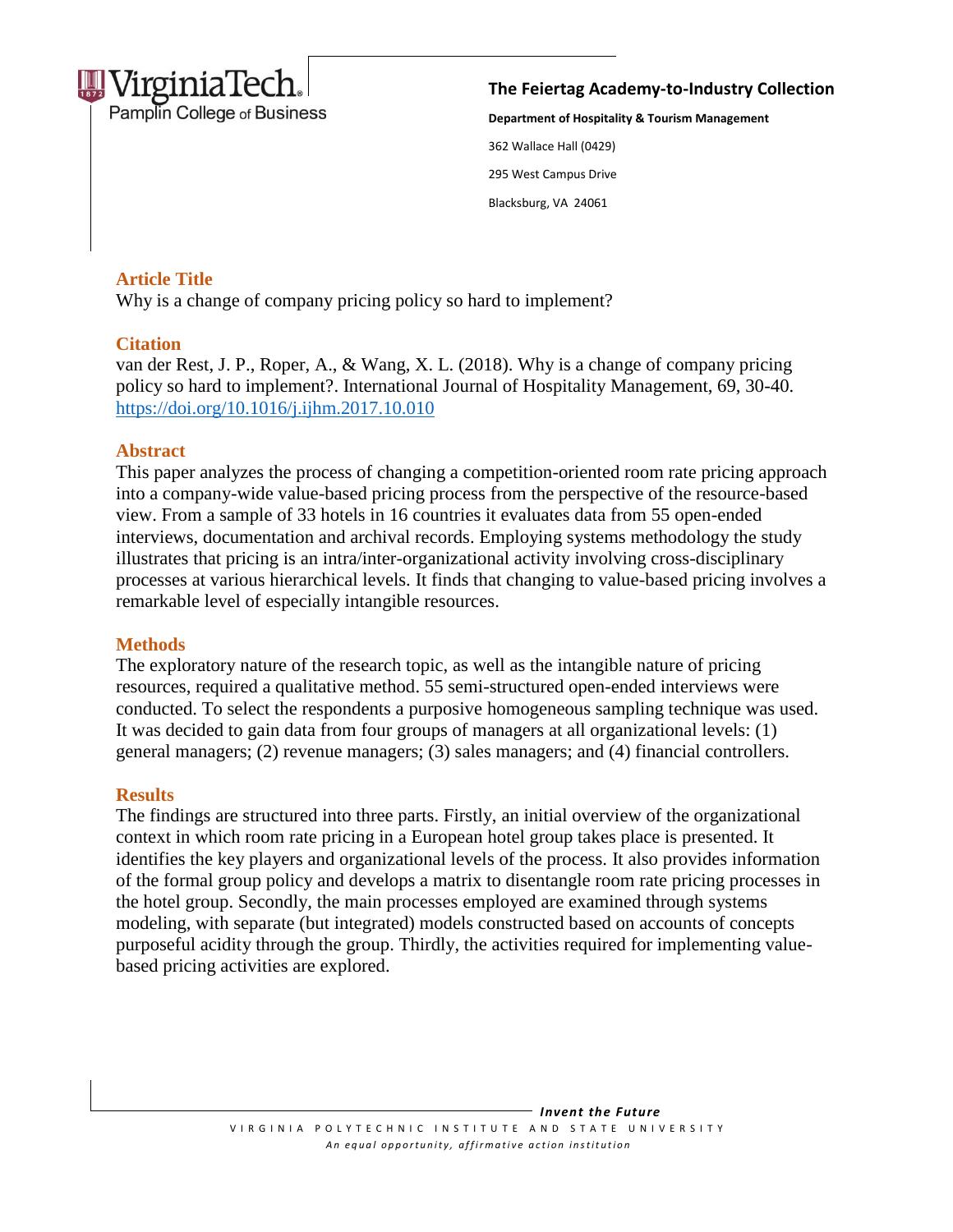**The Feiertag Academy-to-Industry Collection**

**Department of Hospitality & Tourism Management**

362 Wallace Hall (0429)

295 West Campus Drive

Blacksburg, VA 24061

## Article Title

Why is a change of company pricing policy so hard to implement?

## Citation

van der Rest, J. P., Roper, A., & Wang, X. L. (2018). Why is a change of company pricing policy so hard to implement?. International Journal of Hospitality Management, 69, 30-40. https://doi.org/10.1016/j.ijhm.2017.10.010

## Abstract

This paper analyzes the process of changing a competition-oriented room rate pricing approach into a company-wide value-based pricing process from the perspective of the resource-based view. From a sample of 33 hotels in 16 countries it evaluates data from 55 open-ended interviews, documentation and archival records. Employing systems methodology the study illustrates that pricing is an intra/inter-organizational activity involving cross-disciplinary processes at various hierarchical levels. It finds that changing to value-based pricing involves a remarkable level of especially intangible resources.

## Methods

The exploratory nature of the research topic, as well as the intangible nature of pricing resources, required a qualitative method. 55 semi-structured open-ended interviews were conducted. To select the respondents a purposive homogeneous sampling technique was used. It was decided to gain data from four groups of managers at all organizational levels: (1) general managers; (2) revenue managers; (3) sales managers; and (4) financial controllers.

## Results

The findings are structured into three parts. Firstly, an initial overview of the organizational context in which room rate pricing in a European hotel group takes place is presented. It identifies the key players and organizational levels of the process. It also provides information of the formal group policy and develops a matrix to disentangle room rate pricing processes in the hotel group. Secondly, the main processes employed are examined through systems modeling, with separate (but integrated) models constructed based on accounts of concepts purposeful acidity through the group. Thirdly, the activities required for implementing value-based pricing activities are explored.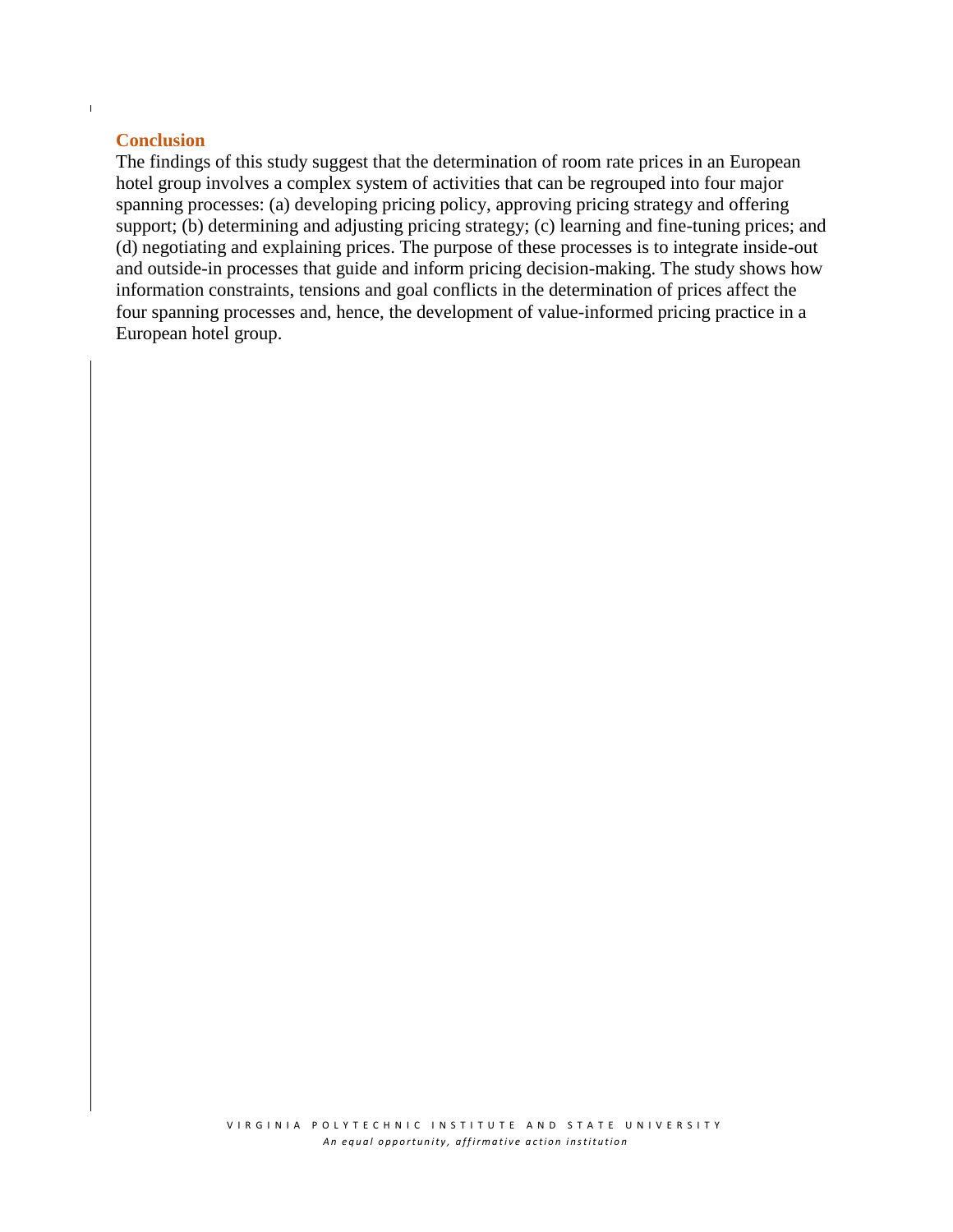## Conclusion

The findings of this study suggest that the determination of room rate prices in an European hotel group involves a complex system of activities that can be regrouped into four major spanning processes: (a) developing pricing policy, approving pricing strategy and offering support; (b) determining and adjusting pricing strategy; (c) learning and fine-tuning prices; and (d) negotiating and explaining prices. The purpose of these processes is to integrate inside-out and outside-in processes that guide and inform pricing decision-making. The study shows how information constraints, tensions and goal conflicts in the determination of prices affect the four spanning processes and, hence, the development of value-informed pricing practice in a European hotel group.